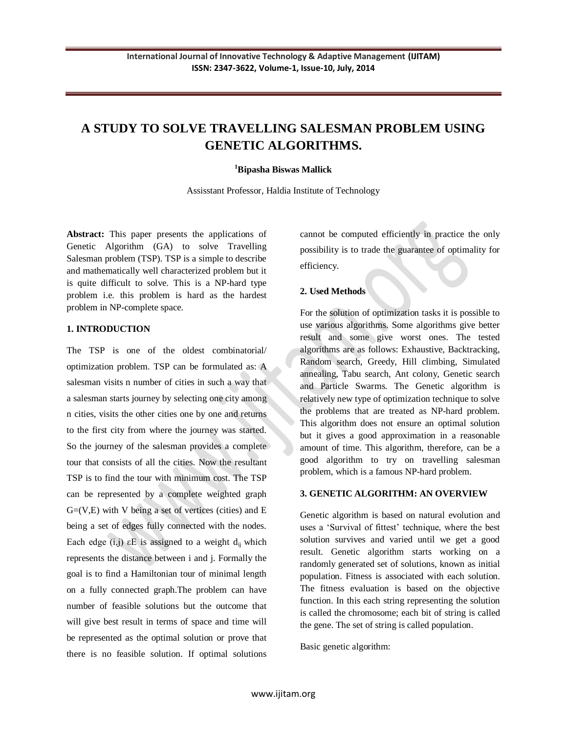# A STUDY TO SOLVE TRAVELLING SALESMAN PROBLEM USING GENETIC ALGORITHMS.

**[1]Bipasha Biswas Mallick**

Assisstant Professor, Haldia Institute of Technology

**Abstract:** This paper presents the applications of Genetic Algorithm (GA) to solve Travelling Salesman problem (TSP). TSP is a simple to describe and mathematically well characterized problem but it is quite difficult to solve. This is a NP-hard type problem i.e. this problem is hard as the hardest problem in NP-complete space.

## 1. INTRODUCTION

The TSP is one of the oldest combinatorial/ optimization problem. TSP can be formulated as: A salesman visits n number of cities in such a way that a salesman starts journey by selecting one city among n cities, visits the other cities one by one and returns to the first city from where the journey was started. So the journey of the salesman provides a complete tour that consists of all the cities. Now the resultant TSP is to find the tour with minimum cost. The TSP can be represented by a complete weighted graph G=(V,E) with V being a set of vertices (cities) and E being a set of edges fully connected with the nodes. Each edge (i,j) εE is assigned to a weight $d_{ij}$ which represents the distance between i and j. Formally the goal is to find a Hamiltonian tour of minimal length on a fully connected graph.The problem can have number of feasible solutions but the outcome that will give best result in terms of space and time will be represented as the optimal solution or prove that there is no feasible solution. If optimal solutions cannot be computed efficiently in practice the only possibility is to trade the guarantee of optimality for efficiency.

## 2. Used Methods

For the solution of optimization tasks it is possible to use various algorithms. Some algorithms give better result and some give worst ones. The tested algorithms are as follows: Exhaustive, Backtracking, Random search, Greedy, Hill climbing, Simulated annealing, Tabu search, Ant colony, Genetic search and Particle Swarms. The Genetic algorithm is relatively new type of optimization technique to solve the problems that are treated as NP-hard problem. This algorithm does not ensure an optimal solution but it gives a good approximation in a reasonable amount of time. This algorithm, therefore, can be a good algorithm to try on travelling salesman problem, which is a famous NP-hard problem.

## 3. GENETIC ALGORITHM: AN OVERVIEW

Genetic algorithm is based on natural evolution and uses a 'Survival of fittest' technique, where the best solution survives and varied until we get a good result. Genetic algorithm starts working on a randomly generated set of solutions, known as initial population. Fitness is associated with each solution. The fitness evaluation is based on the objective function. In this each string representing the solution is called the chromosome; each bit of string is called the gene. The set of string is called population.

Basic genetic algorithm: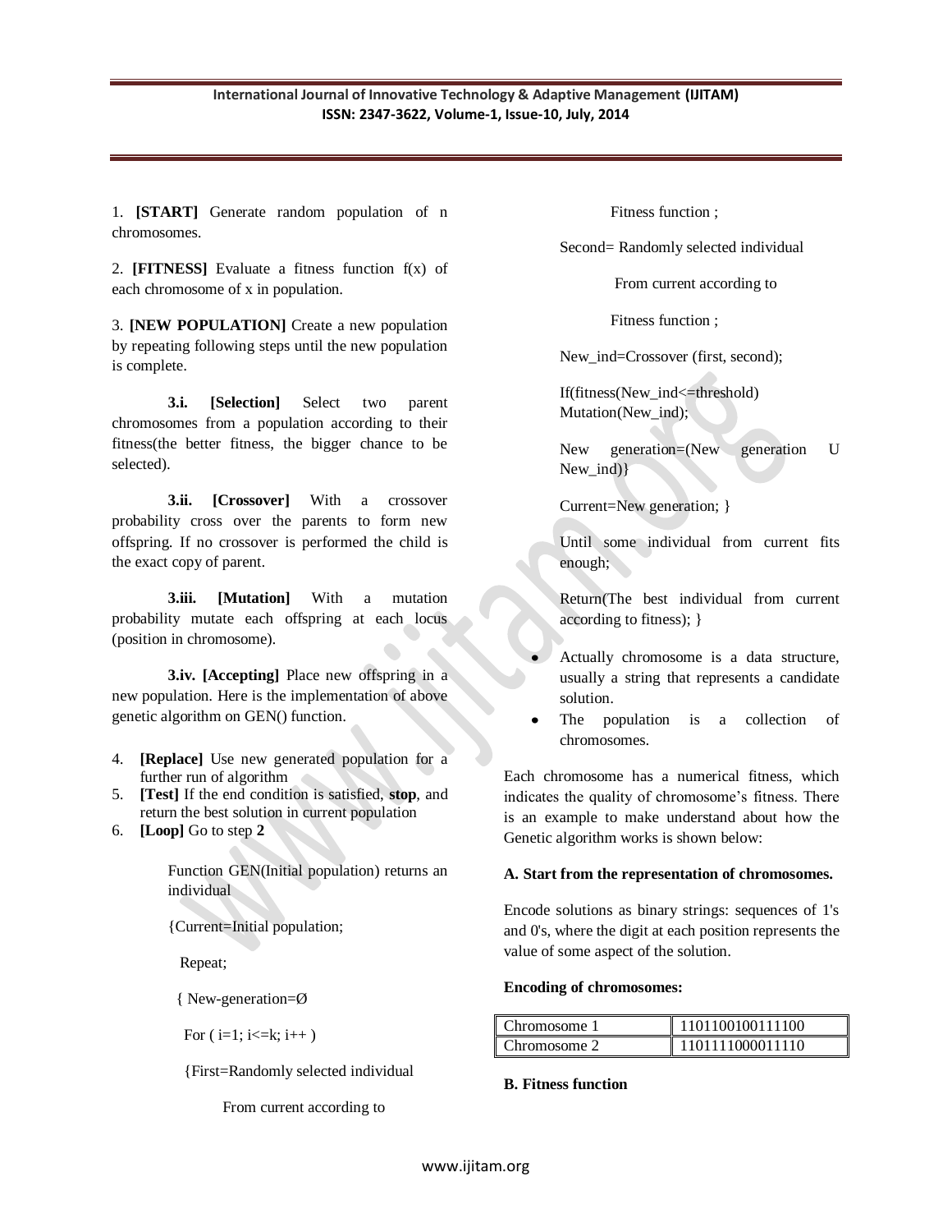1. **[START]** Generate random population of n chromosomes.

2. **[FITNESS]** Evaluate a fitness function f(x) of each chromosome of x in population.

3. **[NEW POPULATION]** Create a new population by repeating following steps until the new population is complete.

**3.i. [Selection]** Select two parent chromosomes from a population according to their fitness(the better fitness, the bigger chance to be selected).

**3.ii. [Crossover]** With a crossover probability cross over the parents to form new offspring. If no crossover is performed the child is the exact copy of parent.

**3.iii. [Mutation]** With a mutation probability mutate each offspring at each locus (position in chromosome).

**3.iv. [Accepting]** Place new offspring in a new population. Here is the implementation of above genetic algorithm on GEN() function.

4. **[Replace]** Use new generated population for a further run of algorithm
5. **[Test]** If the end condition is satisfied, **stop**, and return the best solution in current population
6. **[Loop]** Go to step **2**

```
Function GEN(Initial population) returns an individual

{Current=Initial population;

  Repeat;

  { New-generation=Ø

   For ( i=1; i<=k; i++ )

   {First=Randomly selected individual

        From current according to

        Fitness function ;

   Second= Randomly selected individual

        From current according to

        Fitness function ;

   New_ind=Crossover (first, second);

   If(fitness(New_ind<=threshold)
   Mutation(New_ind);

   New generation=(New generation U
   New_ind)}

   Current=New generation; }

   Until some individual from current fits
   enough;

   Return(The best individual from current
   according to fitness); }
```

- Actually chromosome is a data structure, usually a string that represents a candidate solution.
- The population is a collection of chromosomes.

Each chromosome has a numerical fitness, which indicates the quality of chromosome's fitness. There is an example to make understand about how the Genetic algorithm works is shown below:

**A. Start from the representation of chromosomes.**

Encode solutions as binary strings: sequences of 1's and 0's, where the digit at each position represents the value of some aspect of the solution.

**Encoding of chromosomes:**

| Chromosome 1 | 1101100100111100 |
|---|---|
| Chromosome 2 | 1101111000011110 |

**B. Fitness function**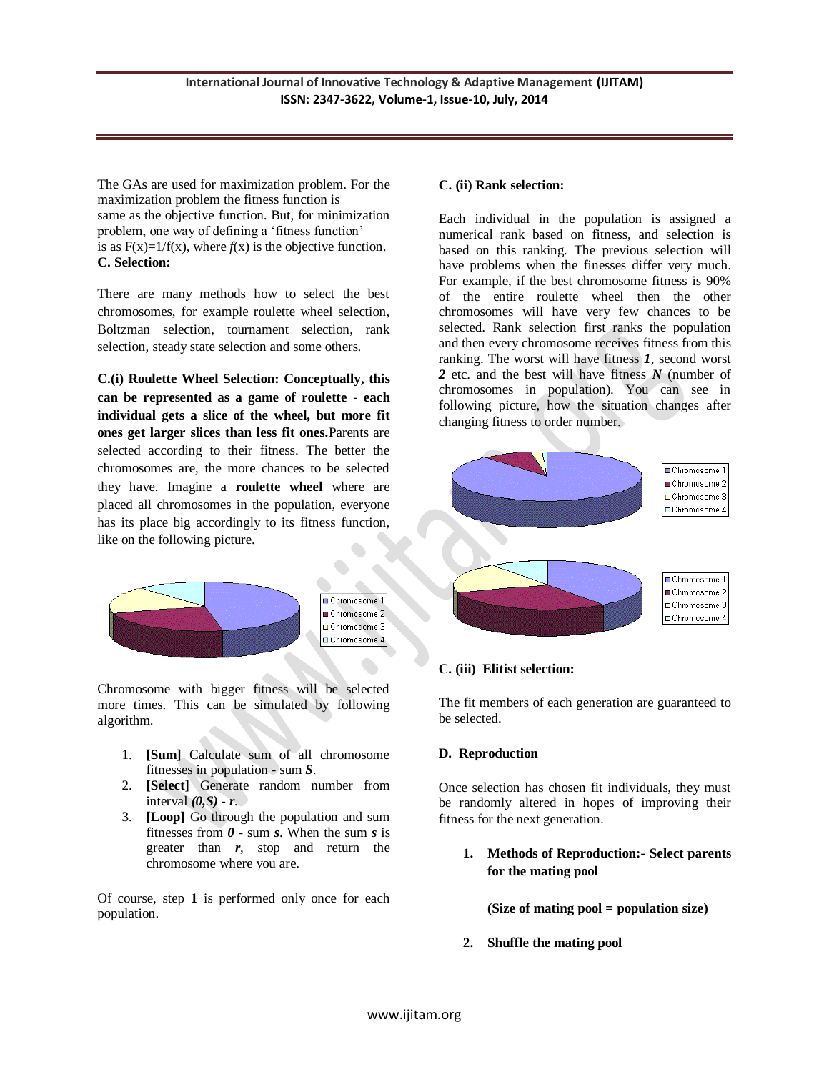The GAs are used for maximization problem. For the maximization problem the fitness function is same as the objective function. But, for minimization problem, one way of defining a 'fitness function' is as $F(x)=1/f(x)$, where $f(x)$ is the objective function.

**C. Selection:**

There are many methods how to select the best chromosomes, for example roulette wheel selection, Boltzman selection, tournament selection, rank selection, steady state selection and some others.

**C.(i) Roulette Wheel Selection: Conceptually, this can be represented as a game of roulette - each individual gets a slice of the wheel, but more fit ones get larger slices than less fit ones.** Parents are selected according to their fitness. The better the chromosomes are, the more chances to be selected they have. Imagine a **roulette wheel** where are placed all chromosomes in the population, everyone has its place big accordingly to its fitness function, like on the following picture.

Chromosome with bigger fitness will be selected more times. This can be simulated by following algorithm.

1. **[Sum]** Calculate sum of all chromosome fitnesses in population - sum ***S***.
2. **[Select]** Generate random number from interval ***(0,S)*** - ***r***.
3. **[Loop]** Go through the population and sum fitnesses from ***0*** - sum ***s***. When the sum ***s*** is greater than ***r***, stop and return the chromosome where you are.

Of course, step **1** is performed only once for each population.

**C. (ii) Rank selection:**

Each individual in the population is assigned a numerical rank based on fitness, and selection is based on this ranking. The previous selection will have problems when the finesses differ very much. For example, if the best chromosome fitness is 90% of the entire roulette wheel then the other chromosomes will have very few chances to be selected. Rank selection first ranks the population and then every chromosome receives fitness from this ranking. The worst will have fitness ***1***, second worst ***2*** etc. and the best will have fitness ***N*** (number of chromosomes in population). You can see in following picture, how the situation changes after changing fitness to order number.

**C. (iii) Elitist selection:**

The fit members of each generation are guaranteed to be selected.

**D. Reproduction**

Once selection has chosen fit individuals, they must be randomly altered in hopes of improving their fitness for the next generation.

1. **Methods of Reproduction:- Select parents for the mating pool**

   **(Size of mating pool = population size)**

2. **Shuffle the mating pool**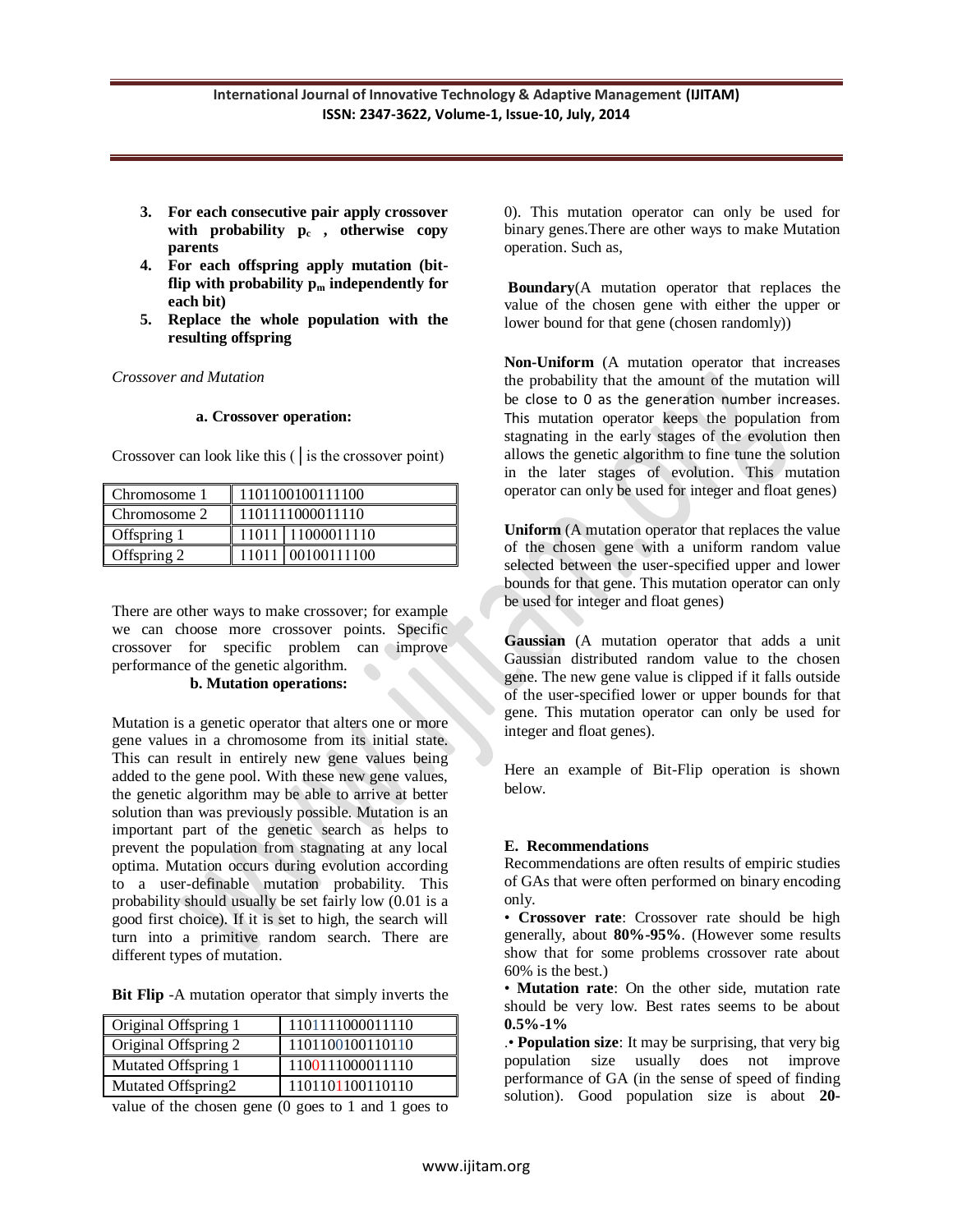3. **For each consecutive pair apply crossover with probability $p_c$ , otherwise copy parents**
4. **For each offspring apply mutation (bit-flip with probability $p_m$ independently for each bit)**
5. **Replace the whole population with the resulting offspring**

*Crossover and Mutation*

**a. Crossover operation:**

Crossover can look like this ( | is the crossover point)

| Chromosome 1 | 1101100100111100 |
|---|---|
| Chromosome 2 | 1101111000011110 |
| Offspring 1 | 11011 \| 11000011110 |
| Offspring 2 | 11011 \| 00100111100 |

There are other ways to make crossover; for example we can choose more crossover points. Specific crossover for specific problem can improve performance of the genetic algorithm.

**b. Mutation operations:**

Mutation is a genetic operator that alters one or more gene values in a chromosome from its initial state. This can result in entirely new gene values being added to the gene pool. With these new gene values, the genetic algorithm may be able to arrive at better solution than was previously possible. Mutation is an important part of the genetic search as helps to prevent the population from stagnating at any local optima. Mutation occurs during evolution according to a user-definable mutation probability. This probability should usually be set fairly low (0.01 is a good first choice). If it is set to high, the search will turn into a primitive random search. There are different types of mutation.

**Bit Flip** -A mutation operator that simply inverts the value of the chosen gene (0 goes to 1 and 1 goes to 0). This mutation operator can only be used for binary genes.There are other ways to make Mutation operation. Such as,

| Original Offspring 1 | 1101111000011110 |
|---|---|
| Original Offspring 2 | 1101100100110110 |
| Mutated Offspring 1 | 1100111000011110 |
| Mutated Offspring2 | 1101101100110110 |

**Boundary**(A mutation operator that replaces the value of the chosen gene with either the upper or lower bound for that gene (chosen randomly))

**Non-Uniform** (A mutation operator that increases the probability that the amount of the mutation will be close to 0 as the generation number increases. This mutation operator keeps the population from stagnating in the early stages of the evolution then allows the genetic algorithm to fine tune the solution in the later stages of evolution. This mutation operator can only be used for integer and float genes)

**Uniform** (A mutation operator that replaces the value of the chosen gene with a uniform random value selected between the user-specified upper and lower bounds for that gene. This mutation operator can only be used for integer and float genes)

**Gaussian** (A mutation operator that adds a unit Gaussian distributed random value to the chosen gene. The new gene value is clipped if it falls outside of the user-specified lower or upper bounds for that gene. This mutation operator can only be used for integer and float genes).

Here an example of Bit-Flip operation is shown below.

**E. Recommendations**

Recommendations are often results of empiric studies of GAs that were often performed on binary encoding only.

• **Crossover rate**: Crossover rate should be high generally, about **80%-95%**. (However some results show that for some problems crossover rate about 60% is the best.)

• **Mutation rate**: On the other side, mutation rate should be very low. Best rates seems to be about **0.5%-1%**

.• **Population size**: It may be surprising, that very big population size usually does not improve performance of GA (in the sense of speed of finding solution). Good population size is about **20-**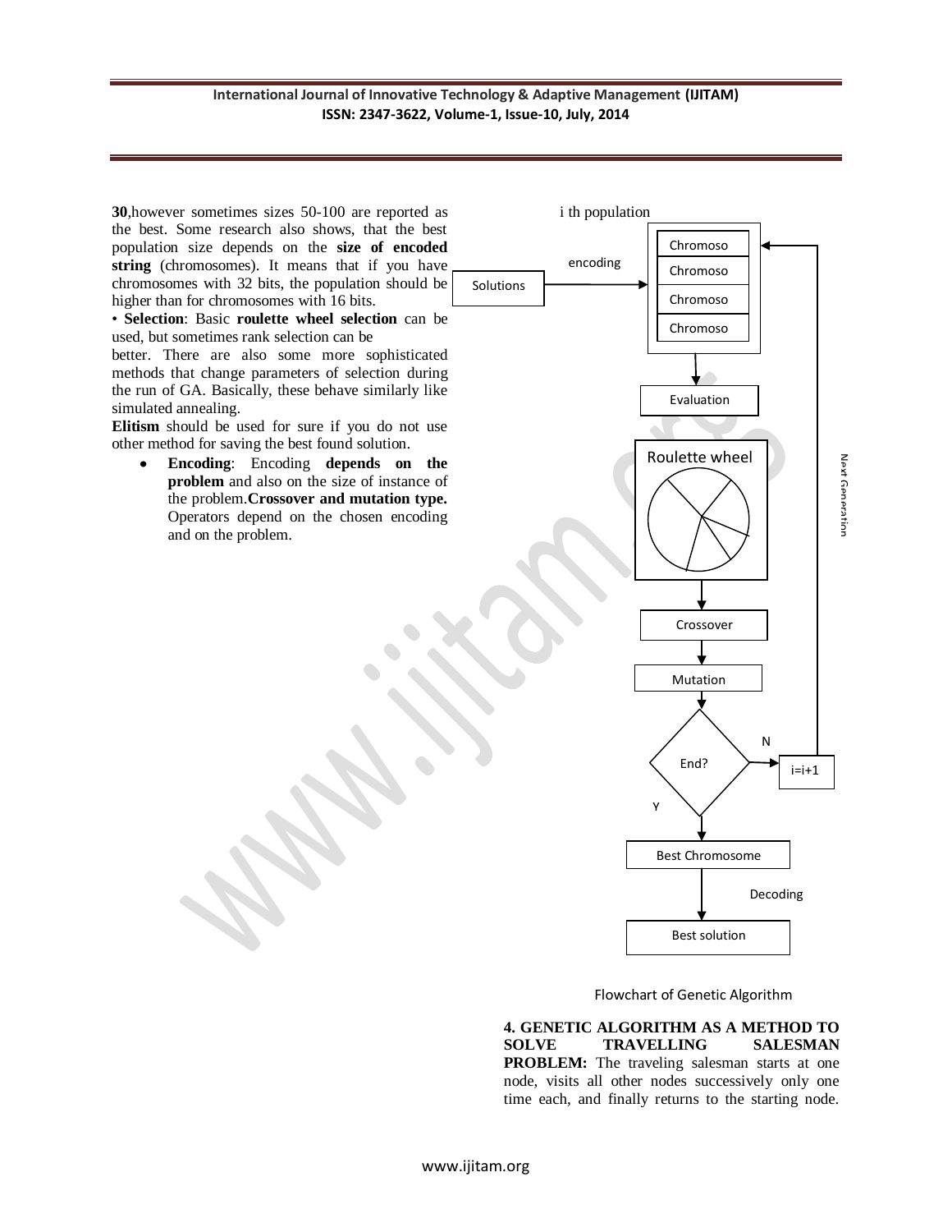**30**,however sometimes sizes 50-100 are reported as the best. Some research also shows, that the best population size depends on the **size of encoded string** (chromosomes). It means that if you have chromosomes with 32 bits, the population should be higher than for chromosomes with 16 bits.

• **Selection**: Basic **roulette wheel selection** can be used, but sometimes rank selection can be better. There are also some more sophisticated methods that change parameters of selection during the run of GA. Basically, these behave similarly like simulated annealing.

**Elitism** should be used for sure if you do not use other method for saving the best found solution.

- **Encoding**: Encoding **depends on the problem** and also on the size of instance of the problem.**Crossover and mutation type.** Operators depend on the chosen encoding and on the problem.

i th population

Solutions → encoding → Chromoso / Chromoso / Chromoso / Chromoso → Evaluation → Roulette wheel → Crossover → Mutation → End? (N → i=i+1 → Next Generation; Y → Best Chromosome → Decoding → Best solution)

Flowchart of Genetic Algorithm

**4. GENETIC ALGORITHM AS A METHOD TO SOLVE TRAVELLING SALESMAN PROBLEM:** The traveling salesman starts at one node, visits all other nodes successively only one time each, and finally returns to the starting node.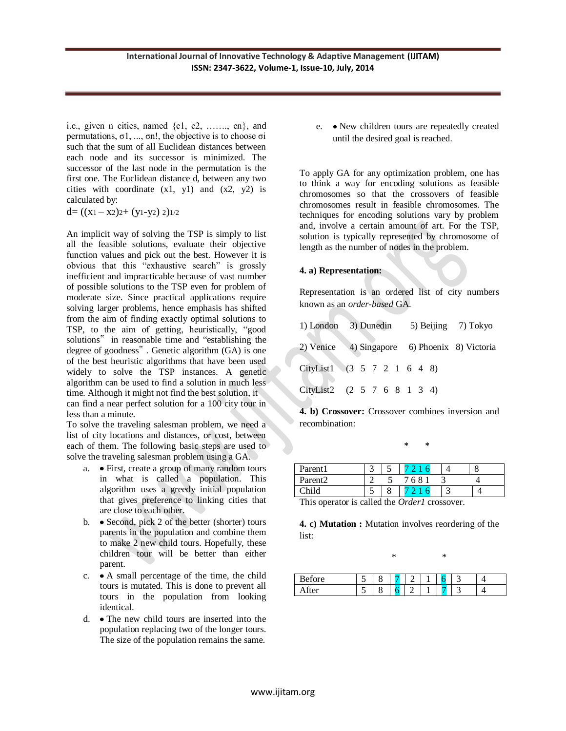i.e., given n cities, named {c1, c2, ……., cn}, and permutations, σ1, ..., σn!, the objective is to choose σi such that the sum of all Euclidean distances between each node and its successor is minimized. The successor of the last node in the permutation is the first one. The Euclidean distance d, between any two cities with coordinate (x1, y1) and (x2, y2) is calculated by:

$$d = ((x_1 - x_2)^2 + (y_1 - y_2)^2)^{1/2}$$

An implicit way of solving the TSP is simply to list all the feasible solutions, evaluate their objective function values and pick out the best. However it is obvious that this "exhaustive search" is grossly inefficient and impracticable because of vast number of possible solutions to the TSP even for problem of moderate size. Since practical applications require solving larger problems, hence emphasis has shifted from the aim of finding exactly optimal solutions to TSP, to the aim of getting, heuristically, "good solutions" in reasonable time and "establishing the degree of goodness" . Genetic algorithm (GA) is one of the best heuristic algorithms that have been used widely to solve the TSP instances. A genetic algorithm can be used to find a solution in much less time. Although it might not find the best solution, it can find a near perfect solution for a 100 city tour in less than a minute.

To solve the traveling salesman problem, we need a list of city locations and distances, or cost, between each of them. The following basic steps are used to solve the traveling salesman problem using a GA.

a. • First, create a group of many random tours in what is called a population. This algorithm uses a greedy initial population that gives preference to linking cities that are close to each other.

b. • Second, pick 2 of the better (shorter) tours parents in the population and combine them to make 2 new child tours. Hopefully, these children tour will be better than either parent.

c. • A small percentage of the time, the child tours is mutated. This is done to prevent all tours in the population from looking identical.

d. • The new child tours are inserted into the population replacing two of the longer tours. The size of the population remains the same.

e. • New children tours are repeatedly created until the desired goal is reached.

To apply GA for any optimization problem, one has to think a way for encoding solutions as feasible chromosomes so that the crossovers of feasible chromosomes result in feasible chromosomes. The techniques for encoding solutions vary by problem and, involve a certain amount of art. For the TSP, solution is typically represented by chromosome of length as the number of nodes in the problem.

**4. a) Representation:**

Representation is an ordered list of city numbers known as an *order-based* GA.

1) London 3) Dunedin 5) Beijing 7) Tokyo

2) Venice 4) Singapore 6) Phoenix 8) Victoria

CityList1 (3 5 7 2 1 6 4 8)

CityList2 (2 5 7 6 8 1 3 4)

**4. b) Crossover:** Crossover combines inversion and recombination:

\* \*

| Parent1 | 3 | 5 | 7 2 1 6 | 4 | 8 |
|---|---|---|---|---|---|
| Parent2 | 2 | 5 | 7 6 8 1 | 3 | 4 |
| Child | 5 | 8 | 7 2 1 6 | 3 | 4 |

This operator is called the *Order1* crossover.

**4. c) Mutation :** Mutation involves reordering of the list:

\* \*

| Before | 5 | 8 | 7 | 2 | 1 | 6 | 3 | 4 |
|---|---|---|---|---|---|---|---|---|
| After | 5 | 8 | 6 | 2 | 1 | 7 | 3 | 4 |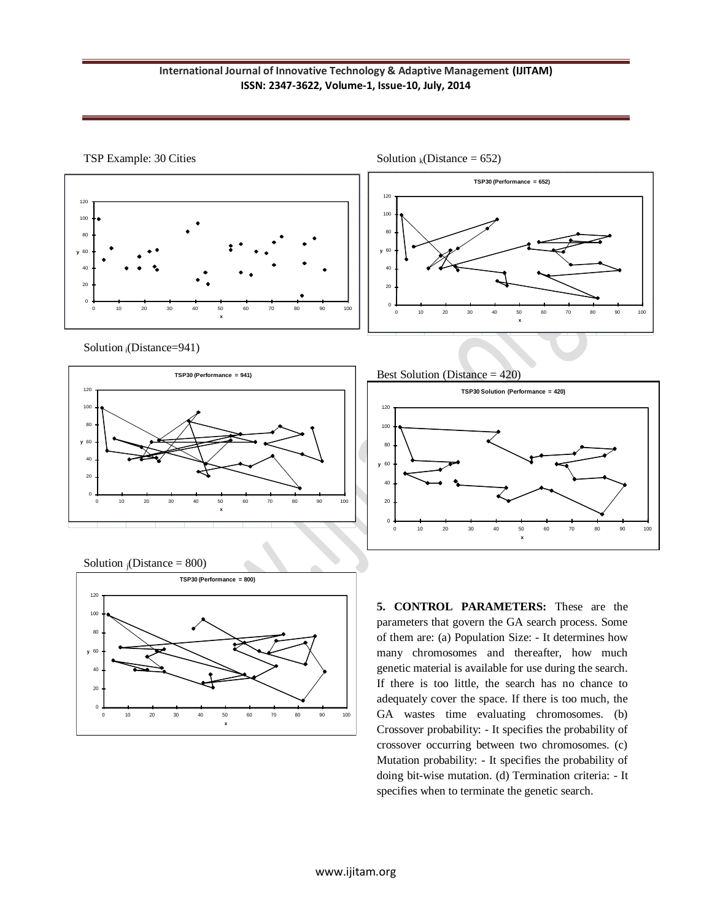TSP Example: 30 Cities

Solution $_k$(Distance = 652)

Solution $_i$(Distance=941)

Best Solution (Distance = 420)

Solution $_j$(Distance = 800)

**5. CONTROL PARAMETERS:** These are the parameters that govern the GA search process. Some of them are: (a) Population Size: - It determines how many chromosomes and thereafter, how much genetic material is available for use during the search. If there is too little, the search has no chance to adequately cover the space. If there is too much, the GA wastes time evaluating chromosomes. (b) Crossover probability: - It specifies the probability of crossover occurring between two chromosomes. (c) Mutation probability: - It specifies the probability of doing bit-wise mutation. (d) Termination criteria: - It specifies when to terminate the genetic search.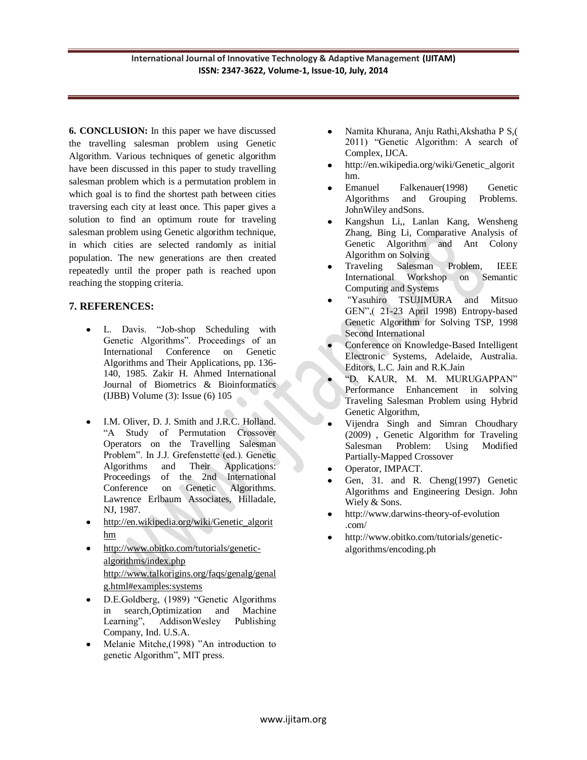**6. CONCLUSION:** In this paper we have discussed the travelling salesman problem using Genetic Algorithm. Various techniques of genetic algorithm have been discussed in this paper to study travelling salesman problem which is a permutation problem in which goal is to find the shortest path between cities traversing each city at least once. This paper gives a solution to find an optimum route for traveling salesman problem using Genetic algorithm technique, in which cities are selected randomly as initial population. The new generations are then created repeatedly until the proper path is reached upon reaching the stopping criteria.

## 7. REFERENCES:

- L. Davis. "Job-shop Scheduling with Genetic Algorithms". Proceedings of an International Conference on Genetic Algorithms and Their Applications, pp. 136-140, 1985. Zakir H. Ahmed International Journal of Biometrics & Bioinformatics (IJBB) Volume (3): Issue (6) 105
- I.M. Oliver, D. J. Smith and J.R.C. Holland. "A Study of Permutation Crossover Operators on the Travelling Salesman Problem". In J.J. Grefenstette (ed.). Genetic Algorithms and Their Applications: Proceedings of the 2nd International Conference on Genetic Algorithms. Lawrence Erlbaum Associates, Hilladale, NJ, 1987.
- http://en.wikipedia.org/wiki/Genetic_algorithm
- http://www.obitko.com/tutorials/genetic-algorithms/index.php http://www.talkorigins.org/faqs/genalg/genalg.html#examples:systems
- D.E.Goldberg, (1989) "Genetic Algorithms in search,Optimization and Machine Learning", AddisonWesley Publishing Company, Ind. U.S.A.
- Melanie Mitche,(1998) "An introduction to genetic Algorithm", MIT press.
- Namita Khurana, Anju Rathi,Akshatha P S,( 2011) "Genetic Algorithm: A search of Complex, IJCA.
- http://en.wikipedia.org/wiki/Genetic_algorithm.
- Emanuel Falkenauer(1998) Genetic Algorithms and Grouping Problems. JohnWiley andSons.
- Kangshun Li,, Lanlan Kang, Wensheng Zhang, Bing Li, Comparative Analysis of Genetic Algorithm and Ant Colony Algorithm on Solving
- Traveling Salesman Problem, IEEE International Workshop on Semantic Computing and Systems
- "Yasuhiro TSUJIMURA and Mitsuo GEN",( 21-23 April 1998) Entropy-based Genetic Algorithm for Solving TSP, 1998 Second International
- Conference on Knowledge-Based Intelligent Electronic Systems, Adelaide, Australia. Editors, L.C. Jain and R.K.Jain
- "D. KAUR, M. M. MURUGAPPAN" Performance Enhancement in solving Traveling Salesman Problem using Hybrid Genetic Algorithm,
- Vijendra Singh and Simran Choudhary (2009) , Genetic Algorithm for Traveling Salesman Problem: Using Modified Partially-Mapped Crossover
- Operator, IMPACT.
- Gen, 31. and R. Cheng(1997) Genetic Algorithms and Engineering Design. John Wiely & Sons.
- http://www.darwins-theory-of-evolution.com/
- http://www.obitko.com/tutorials/genetic-algorithms/encoding.ph